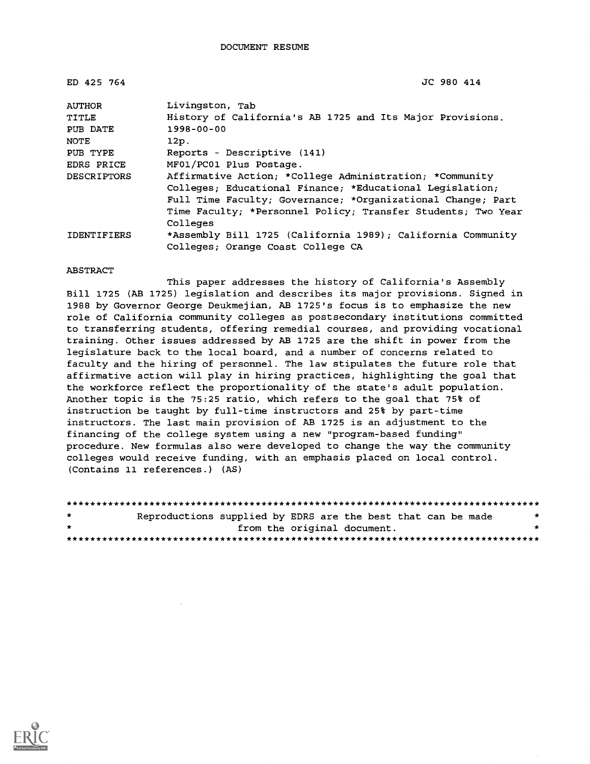DOCUMENT RESUME

ED 425 764 JC 980 414

| | |
|---|---|
| AUTHOR | Livingston, Tab |
| TITLE | History of California's AB 1725 and Its Major Provisions. |
| PUB DATE | 1998-00-00 |
| NOTE | 12p. |
| PUB TYPE | Reports - Descriptive (141) |
| EDRS PRICE | MF01/PC01 Plus Postage. |
| DESCRIPTORS | Affirmative Action; *College Administration; *Community Colleges; Educational Finance; *Educational Legislation; Full Time Faculty; Governance; *Organizational Change; Part Time Faculty; *Personnel Policy; Transfer Students; Two Year Colleges |
| IDENTIFIERS | *Assembly Bill 1725 (California 1989); California Community Colleges; Orange Coast College CA |

ABSTRACT

This paper addresses the history of California's Assembly Bill 1725 (AB 1725) legislation and describes its major provisions. Signed in 1988 by Governor George Deukmejian, AB 1725's focus is to emphasize the new role of California community colleges as postsecondary institutions committed to transferring students, offering remedial courses, and providing vocational training. Other issues addressed by AB 1725 are the shift in power from the legislature back to the local board, and a number of concerns related to faculty and the hiring of personnel. The law stipulates the future role that affirmative action will play in hiring practices, highlighting the goal that the workforce reflect the proportionality of the state's adult population. Another topic is the 75:25 ratio, which refers to the goal that 75% of instruction be taught by full-time instructors and 25% by part-time instructors. The last main provision of AB 1725 is an adjustment to the financing of the college system using a new "program-based funding" procedure. New formulas also were developed to change the way the community colleges would receive funding, with an emphasis placed on local control. (Contains 11 references.) (AS)

********************************************************************************
* Reproductions supplied by EDRS are the best that can be made *
* from the original document. *
********************************************************************************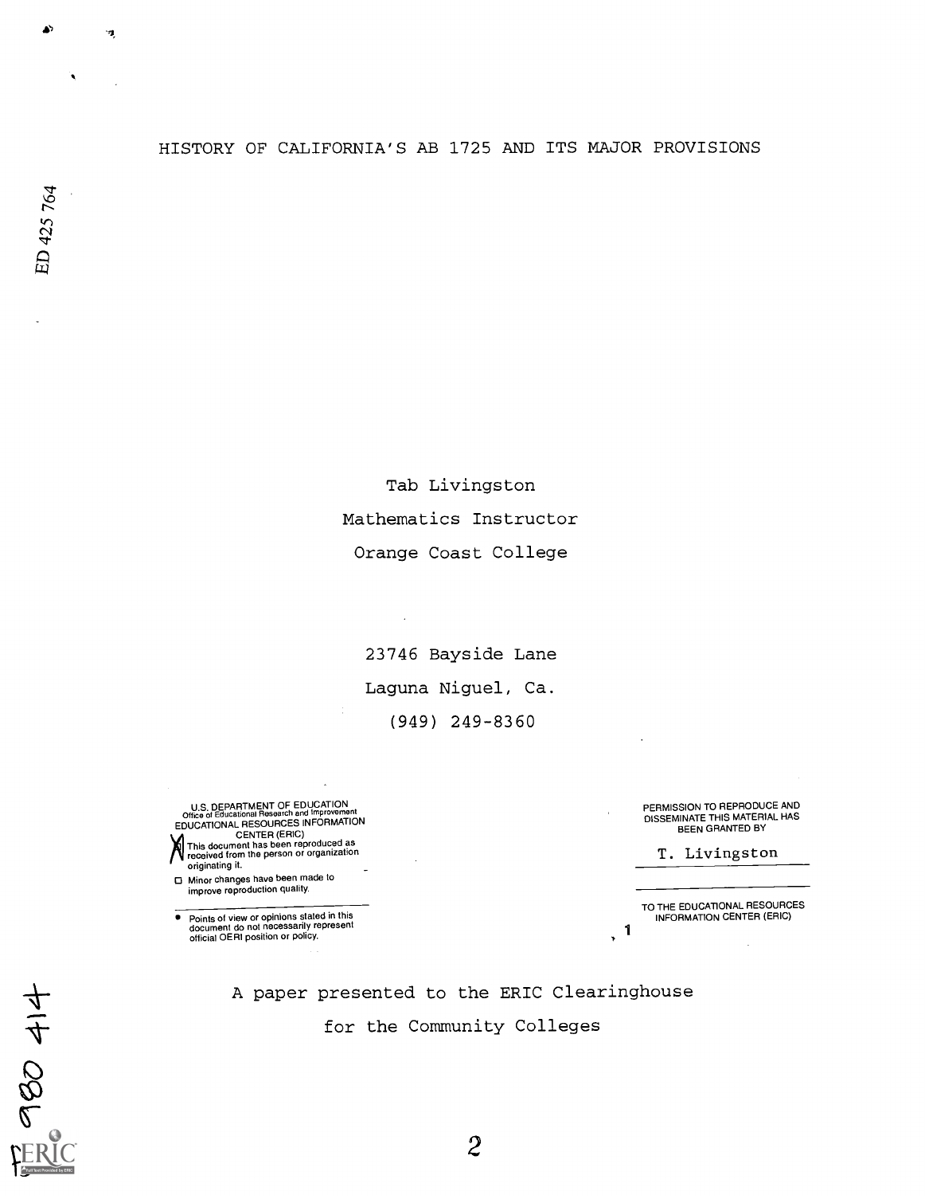# HISTORY OF CALIFORNIA'S AB 1725 AND ITS MAJOR PROVISIONS

ED 425 764

Tab Livingston

Mathematics Instructor

Orange Coast College

23746 Bayside Lane

Laguna Niguel, Ca.

(949) 249-8360

U.S. DEPARTMENT OF EDUCATION
Office of Educational Research and Improvement
EDUCATIONAL RESOURCES INFORMATION
CENTER (ERIC)

- [X] This document has been reproduced as received from the person or organization originating it.
- [ ] Minor changes have been made to improve reproduction quality.

- Points of view or opinions stated in this document do not necessarily represent official OERI position or policy.

PERMISSION TO REPRODUCE AND DISSEMINATE THIS MATERIAL HAS BEEN GRANTED BY

T. Livingston

TO THE EDUCATIONAL RESOURCES INFORMATION CENTER (ERIC)

A paper presented to the ERIC Clearinghouse

for the Community Colleges

JC 980 414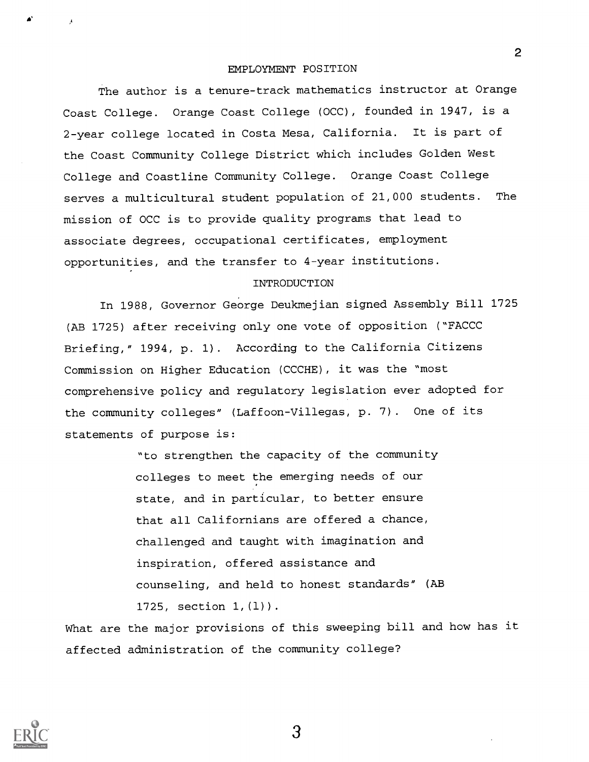## EMPLOYMENT POSITION

The author is a tenure-track mathematics instructor at Orange Coast College. Orange Coast College (OCC), founded in 1947, is a 2-year college located in Costa Mesa, California. It is part of the Coast Community College District which includes Golden West College and Coastline Community College. Orange Coast College serves a multicultural student population of 21,000 students. The mission of OCC is to provide quality programs that lead to associate degrees, occupational certificates, employment opportunities, and the transfer to 4-year institutions.

## INTRODUCTION

In 1988, Governor George Deukmejian signed Assembly Bill 1725 (AB 1725) after receiving only one vote of opposition ("FACCC Briefing," 1994, p. 1). According to the California Citizens Commission on Higher Education (CCCHE), it was the "most comprehensive policy and regulatory legislation ever adopted for the community colleges" (Laffoon-Villegas, p. 7). One of its statements of purpose is:

> "to strengthen the capacity of the community colleges to meet the emerging needs of our state, and in particular, to better ensure that all Californians are offered a chance, challenged and taught with imagination and inspiration, offered assistance and counseling, and held to honest standards" (AB 1725, section 1,(l)).

What are the major provisions of this sweeping bill and how has it affected administration of the community college?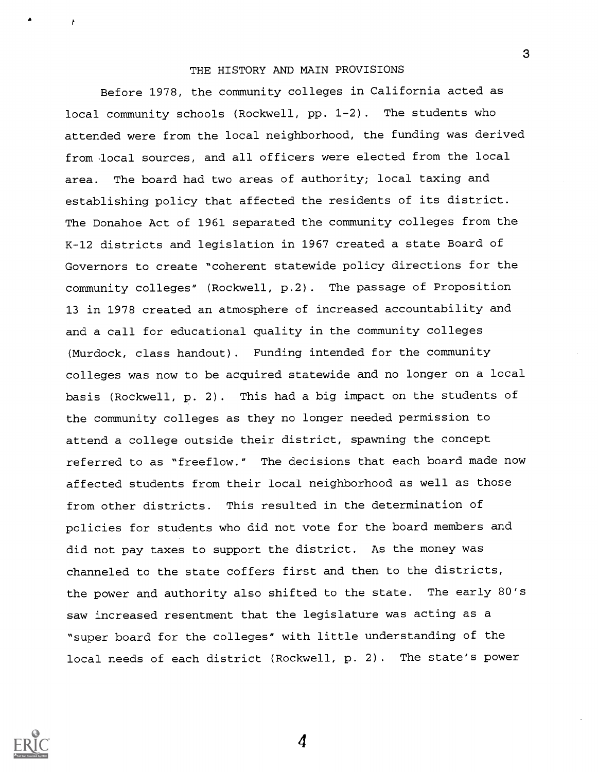## THE HISTORY AND MAIN PROVISIONS

Before 1978, the community colleges in California acted as local community schools (Rockwell, pp. 1-2). The students who attended were from the local neighborhood, the funding was derived from local sources, and all officers were elected from the local area. The board had two areas of authority; local taxing and establishing policy that affected the residents of its district. The Donahoe Act of 1961 separated the community colleges from the K-12 districts and legislation in 1967 created a state Board of Governors to create "coherent statewide policy directions for the community colleges" (Rockwell, p.2). The passage of Proposition 13 in 1978 created an atmosphere of increased accountability and and a call for educational quality in the community colleges (Murdock, class handout). Funding intended for the community colleges was now to be acquired statewide and no longer on a local basis (Rockwell, p. 2). This had a big impact on the students of the community colleges as they no longer needed permission to attend a college outside their district, spawning the concept referred to as "freeflow." The decisions that each board made now affected students from their local neighborhood as well as those from other districts. This resulted in the determination of policies for students who did not vote for the board members and did not pay taxes to support the district. As the money was channeled to the state coffers first and then to the districts, the power and authority also shifted to the state. The early 80's saw increased resentment that the legislature was acting as a "super board for the colleges" with little understanding of the local needs of each district (Rockwell, p. 2). The state's power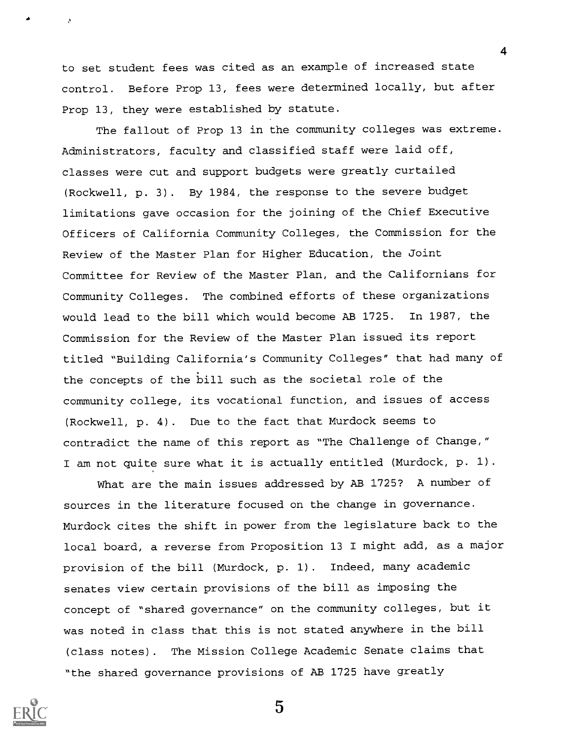to set student fees was cited as an example of increased state control. Before Prop 13, fees were determined locally, but after Prop 13, they were established by statute.

The fallout of Prop 13 in the community colleges was extreme. Administrators, faculty and classified staff were laid off, classes were cut and support budgets were greatly curtailed (Rockwell, p. 3). By 1984, the response to the severe budget limitations gave occasion for the joining of the Chief Executive Officers of California Community Colleges, the Commission for the Review of the Master Plan for Higher Education, the Joint Committee for Review of the Master Plan, and the Californians for Community Colleges. The combined efforts of these organizations would lead to the bill which would become AB 1725. In 1987, the Commission for the Review of the Master Plan issued its report titled "Building California's Community Colleges" that had many of the concepts of the bill such as the societal role of the community college, its vocational function, and issues of access (Rockwell, p. 4). Due to the fact that Murdock seems to contradict the name of this report as "The Challenge of Change," I am not quite sure what it is actually entitled (Murdock, p. 1).

What are the main issues addressed by AB 1725? A number of sources in the literature focused on the change in governance. Murdock cites the shift in power from the legislature back to the local board, a reverse from Proposition 13 I might add, as a major provision of the bill (Murdock, p. 1). Indeed, many academic senates view certain provisions of the bill as imposing the concept of "shared governance" on the community colleges, but it was noted in class that this is not stated anywhere in the bill (class notes). The Mission College Academic Senate claims that "the shared governance provisions of AB 1725 have greatly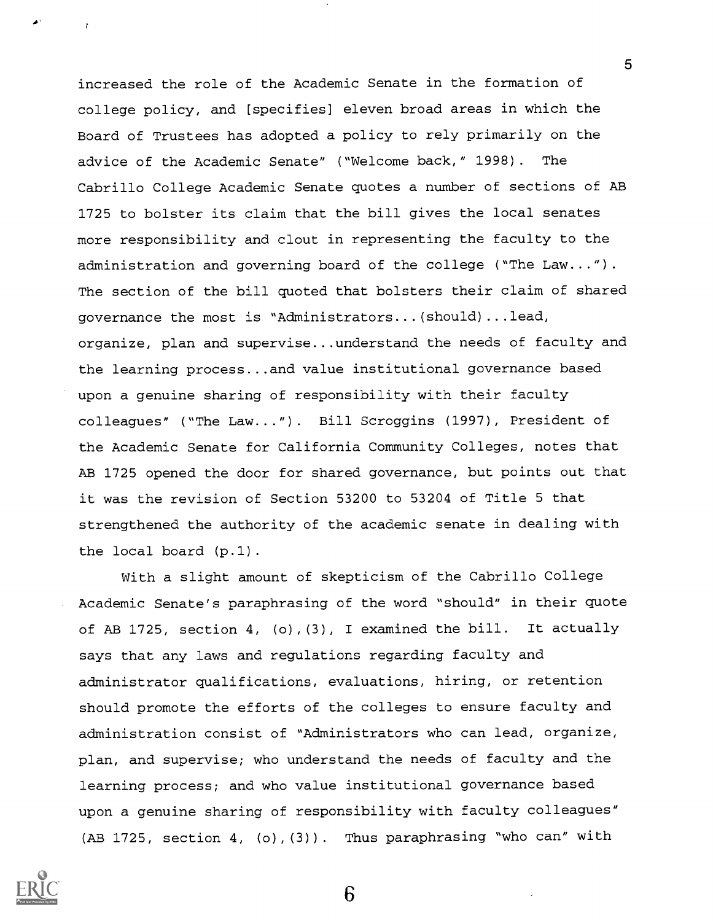increased the role of the Academic Senate in the formation of college policy, and [specifies] eleven broad areas in which the Board of Trustees has adopted a policy to rely primarily on the advice of the Academic Senate" ("Welcome back," 1998). The Cabrillo College Academic Senate quotes a number of sections of AB 1725 to bolster its claim that the bill gives the local senates more responsibility and clout in representing the faculty to the administration and governing board of the college ("The Law..."). The section of the bill quoted that bolsters their claim of shared governance the most is "Administrators...(should)...lead, organize, plan and supervise...understand the needs of faculty and the learning process...and value institutional governance based upon a genuine sharing of responsibility with their faculty colleagues" ("The Law..."). Bill Scroggins (1997), President of the Academic Senate for California Community Colleges, notes that AB 1725 opened the door for shared governance, but points out that it was the revision of Section 53200 to 53204 of Title 5 that strengthened the authority of the academic senate in dealing with the local board (p.1).

With a slight amount of skepticism of the Cabrillo College Academic Senate's paraphrasing of the word "should" in their quote of AB 1725, section 4, (o),(3), I examined the bill. It actually says that any laws and regulations regarding faculty and administrator qualifications, evaluations, hiring, or retention should promote the efforts of the colleges to ensure faculty and administration consist of "Administrators who can lead, organize, plan, and supervise; who understand the needs of faculty and the learning process; and who value institutional governance based upon a genuine sharing of responsibility with faculty colleagues" (AB 1725, section 4, (o),(3)). Thus paraphrasing "who can" with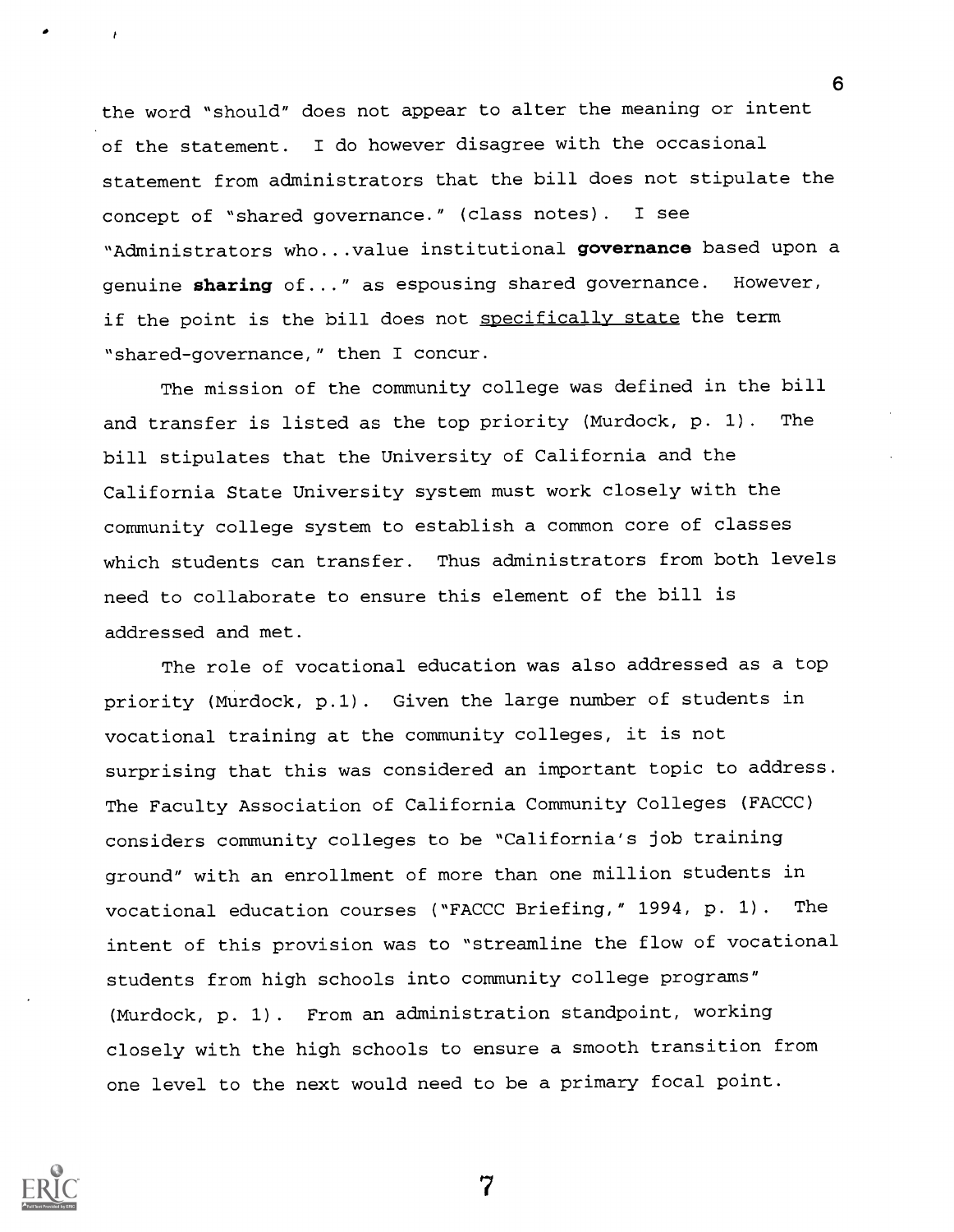the word "should" does not appear to alter the meaning or intent of the statement. I do however disagree with the occasional statement from administrators that the bill does not stipulate the concept of "shared governance." (class notes). I see "Administrators who...value institutional **governance** based upon a genuine **sharing** of..." as espousing shared governance. However, if the point is the bill does not <u>specifically state</u> the term "shared-governance," then I concur.

The mission of the community college was defined in the bill and transfer is listed as the top priority (Murdock, p. 1). The bill stipulates that the University of California and the California State University system must work closely with the community college system to establish a common core of classes which students can transfer. Thus administrators from both levels need to collaborate to ensure this element of the bill is addressed and met.

The role of vocational education was also addressed as a top priority (Murdock, p.1). Given the large number of students in vocational training at the community colleges, it is not surprising that this was considered an important topic to address. The Faculty Association of California Community Colleges (FACCC) considers community colleges to be "California's job training ground" with an enrollment of more than one million students in vocational education courses ("FACCC Briefing," 1994, p. 1). The intent of this provision was to "streamline the flow of vocational students from high schools into community college programs" (Murdock, p. 1). From an administration standpoint, working closely with the high schools to ensure a smooth transition from one level to the next would need to be a primary focal point.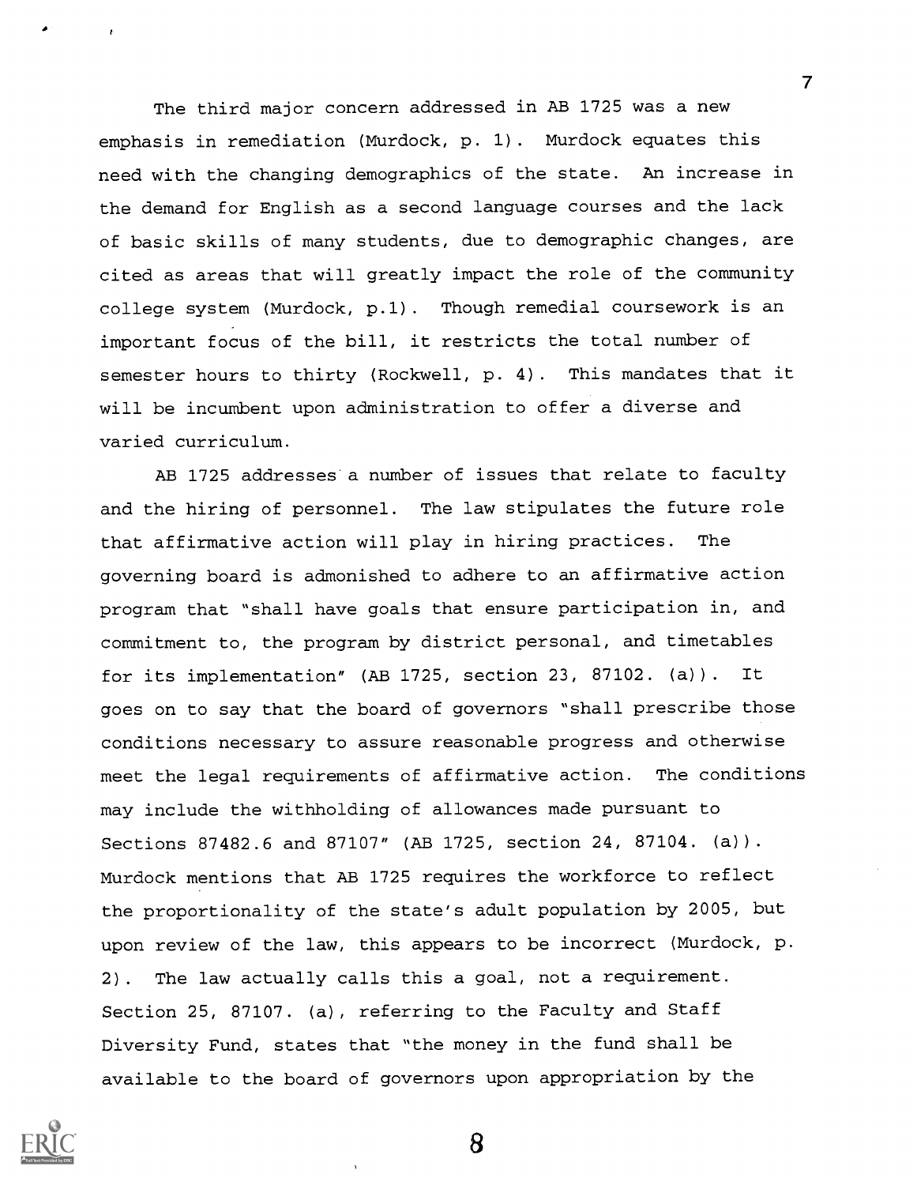The third major concern addressed in AB 1725 was a new emphasis in remediation (Murdock, p. 1). Murdock equates this need with the changing demographics of the state. An increase in the demand for English as a second language courses and the lack of basic skills of many students, due to demographic changes, are cited as areas that will greatly impact the role of the community college system (Murdock, p.1). Though remedial coursework is an important focus of the bill, it restricts the total number of semester hours to thirty (Rockwell, p. 4). This mandates that it will be incumbent upon administration to offer a diverse and varied curriculum.

AB 1725 addresses a number of issues that relate to faculty and the hiring of personnel. The law stipulates the future role that affirmative action will play in hiring practices. The governing board is admonished to adhere to an affirmative action program that "shall have goals that ensure participation in, and commitment to, the program by district personal, and timetables for its implementation" (AB 1725, section 23, 87102. (a)). It goes on to say that the board of governors "shall prescribe those conditions necessary to assure reasonable progress and otherwise meet the legal requirements of affirmative action. The conditions may include the withholding of allowances made pursuant to Sections 87482.6 and 87107" (AB 1725, section 24, 87104. (a)). Murdock mentions that AB 1725 requires the workforce to reflect the proportionality of the state's adult population by 2005, but upon review of the law, this appears to be incorrect (Murdock, p. 2). The law actually calls this a goal, not a requirement. Section 25, 87107. (a), referring to the Faculty and Staff Diversity Fund, states that "the money in the fund shall be available to the board of governors upon appropriation by the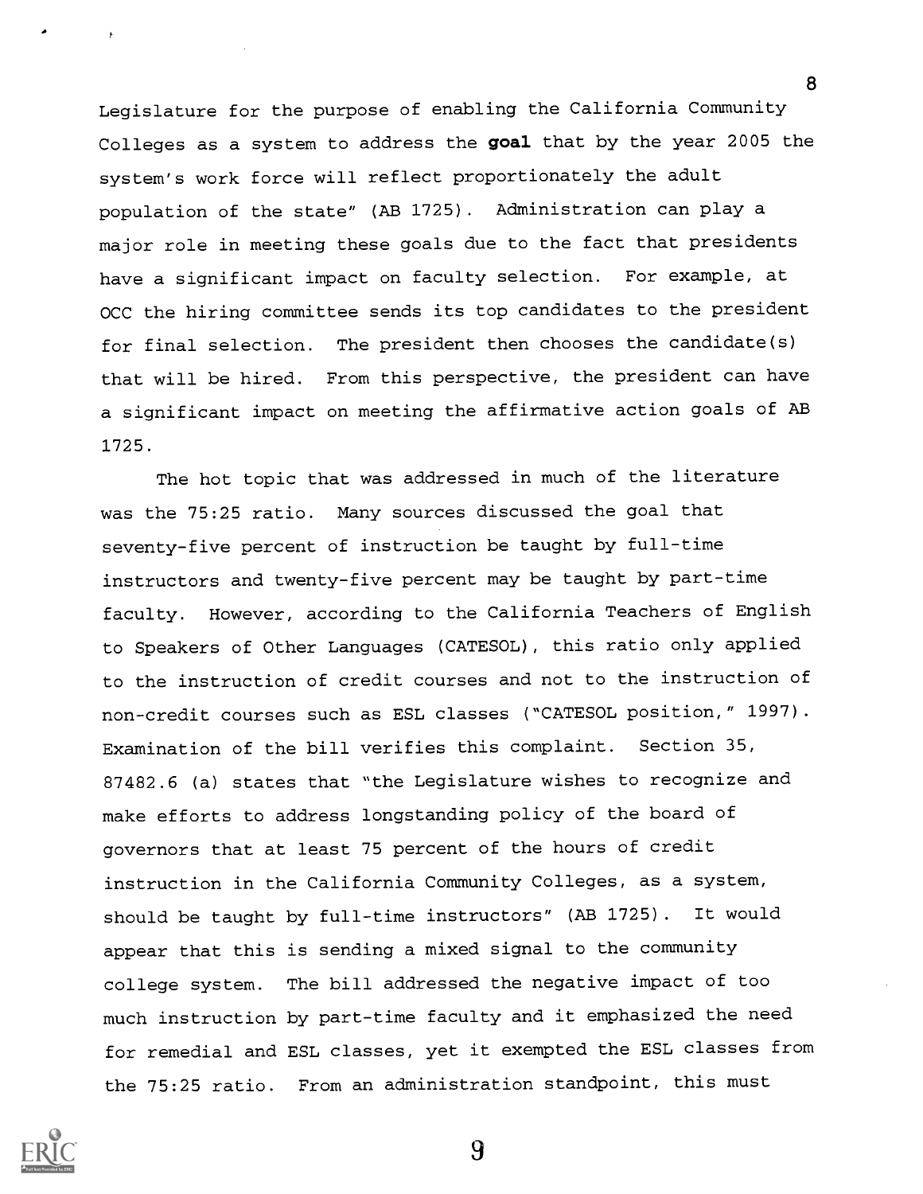Legislature for the purpose of enabling the California Community Colleges as a system to address the **goal** that by the year 2005 the system's work force will reflect proportionately the adult population of the state" (AB 1725). Administration can play a major role in meeting these goals due to the fact that presidents have a significant impact on faculty selection. For example, at OCC the hiring committee sends its top candidates to the president for final selection. The president then chooses the candidate(s) that will be hired. From this perspective, the president can have a significant impact on meeting the affirmative action goals of AB 1725.

The hot topic that was addressed in much of the literature was the 75:25 ratio. Many sources discussed the goal that seventy-five percent of instruction be taught by full-time instructors and twenty-five percent may be taught by part-time faculty. However, according to the California Teachers of English to Speakers of Other Languages (CATESOL), this ratio only applied to the instruction of credit courses and not to the instruction of non-credit courses such as ESL classes ("CATESOL position," 1997). Examination of the bill verifies this complaint. Section 35, 87482.6 (a) states that "the Legislature wishes to recognize and make efforts to address longstanding policy of the board of governors that at least 75 percent of the hours of credit instruction in the California Community Colleges, as a system, should be taught by full-time instructors" (AB 1725). It would appear that this is sending a mixed signal to the community college system. The bill addressed the negative impact of too much instruction by part-time faculty and it emphasized the need for remedial and ESL classes, yet it exempted the ESL classes from the 75:25 ratio. From an administration standpoint, this must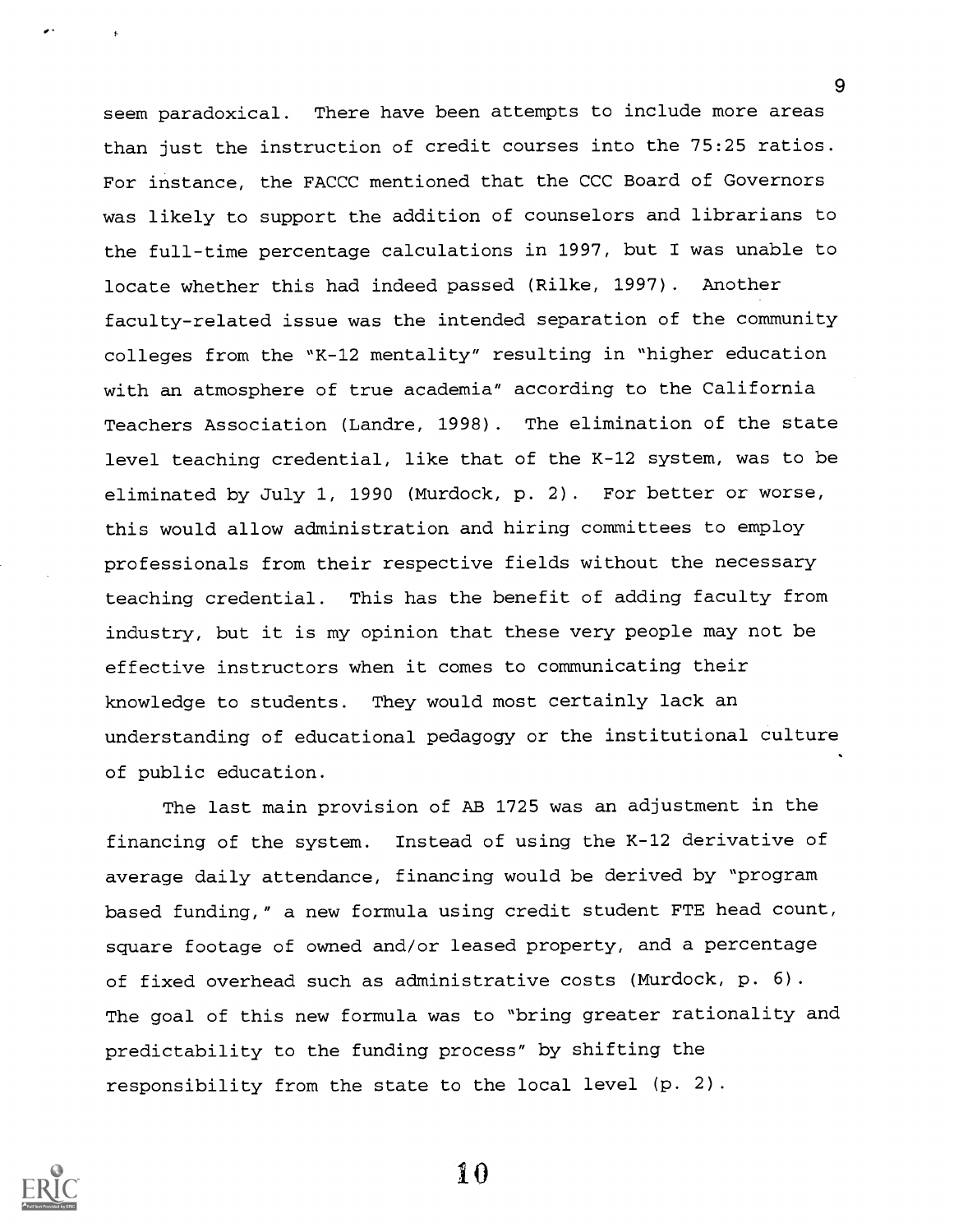seem paradoxical. There have been attempts to include more areas than just the instruction of credit courses into the 75:25 ratios. For instance, the FACCC mentioned that the CCC Board of Governors was likely to support the addition of counselors and librarians to the full-time percentage calculations in 1997, but I was unable to locate whether this had indeed passed (Rilke, 1997). Another faculty-related issue was the intended separation of the community colleges from the "K-12 mentality" resulting in "higher education with an atmosphere of true academia" according to the California Teachers Association (Landre, 1998). The elimination of the state level teaching credential, like that of the K-12 system, was to be eliminated by July 1, 1990 (Murdock, p. 2). For better or worse, this would allow administration and hiring committees to employ professionals from their respective fields without the necessary teaching credential. This has the benefit of adding faculty from industry, but it is my opinion that these very people may not be effective instructors when it comes to communicating their knowledge to students. They would most certainly lack an understanding of educational pedagogy or the institutional culture of public education.

The last main provision of AB 1725 was an adjustment in the financing of the system. Instead of using the K-12 derivative of average daily attendance, financing would be derived by "program based funding," a new formula using credit student FTE head count, square footage of owned and/or leased property, and a percentage of fixed overhead such as administrative costs (Murdock, p. 6). The goal of this new formula was to "bring greater rationality and predictability to the funding process" by shifting the responsibility from the state to the local level (p. 2).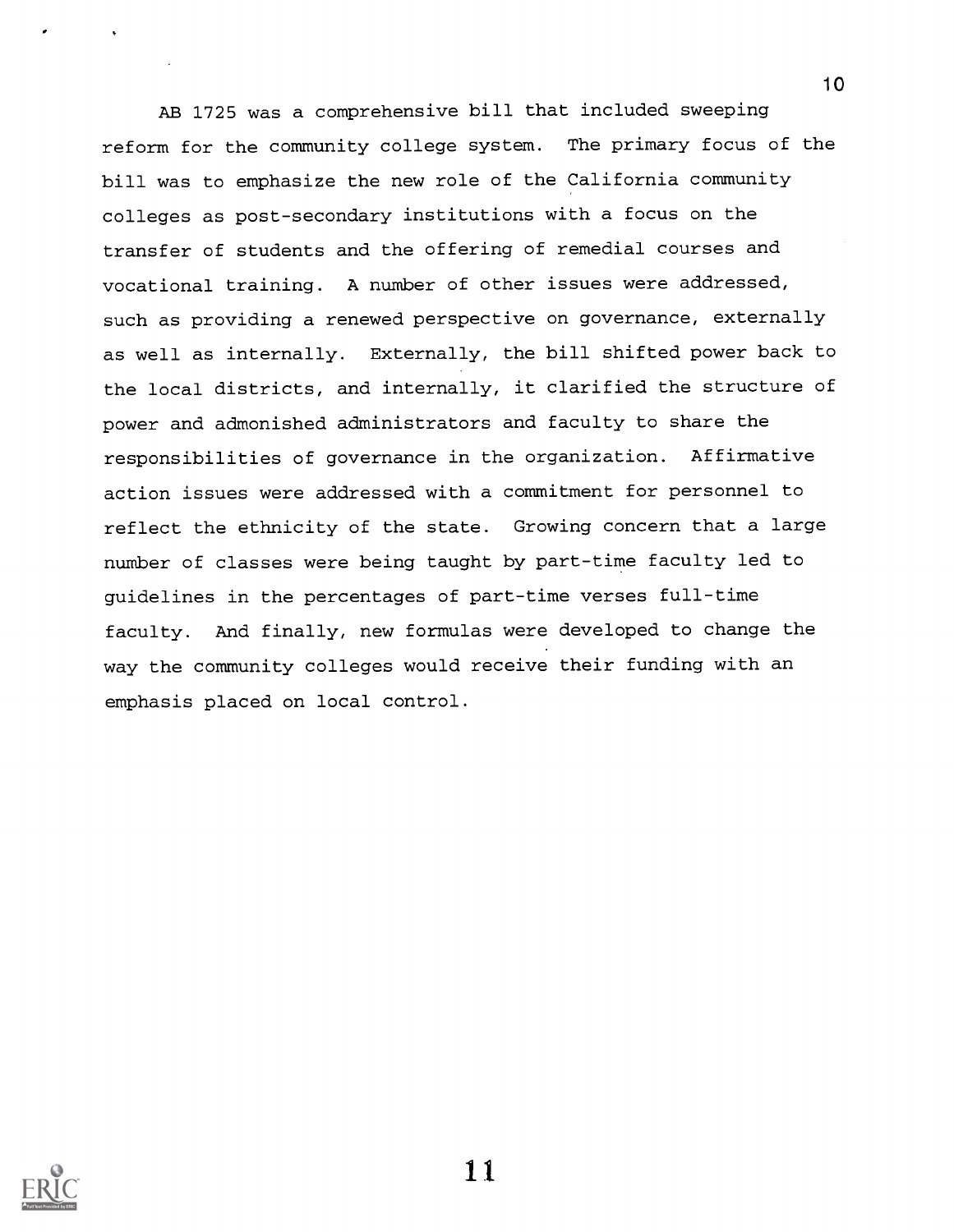AB 1725 was a comprehensive bill that included sweeping reform for the community college system. The primary focus of the bill was to emphasize the new role of the California community colleges as post-secondary institutions with a focus on the transfer of students and the offering of remedial courses and vocational training. A number of other issues were addressed, such as providing a renewed perspective on governance, externally as well as internally. Externally, the bill shifted power back to the local districts, and internally, it clarified the structure of power and admonished administrators and faculty to share the responsibilities of governance in the organization. Affirmative action issues were addressed with a commitment for personnel to reflect the ethnicity of the state. Growing concern that a large number of classes were being taught by part-time faculty led to guidelines in the percentages of part-time verses full-time faculty. And finally, new formulas were developed to change the way the community colleges would receive their funding with an emphasis placed on local control.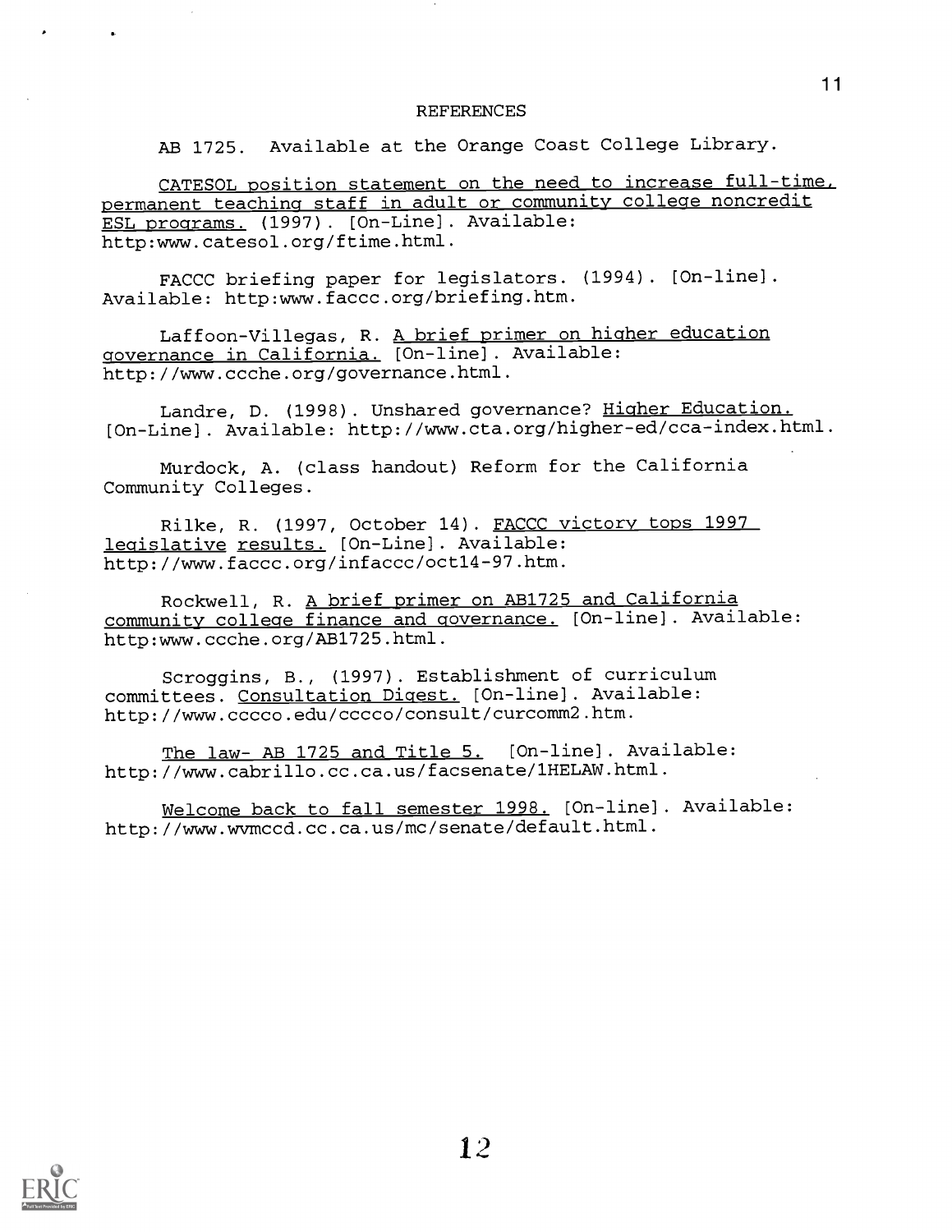# REFERENCES

AB 1725. Available at the Orange Coast College Library.

CATESOL position statement on the need to increase full-time, permanent teaching staff in adult or community college noncredit ESL programs. (1997). [On-Line]. Available: http:www.catesol.org/ftime.html.

FACCC briefing paper for legislators. (1994). [On-line]. Available: http:www.faccc.org/briefing.htm.

Laffoon-Villegas, R. A brief primer on higher education governance in California. [On-line]. Available: http://www.ccche.org/governance.html.

Landre, D. (1998). Unshared governance? Higher Education. [On-Line]. Available: http://www.cta.org/higher-ed/cca-index.html.

Murdock, A. (class handout) Reform for the California Community Colleges.

Rilke, R. (1997, October 14). FACCC victory tops 1997 legislative results. [On-Line]. Available: http://www.faccc.org/infaccc/oct14-97.htm.

Rockwell, R. A brief primer on AB1725 and California community college finance and governance. [On-line]. Available: http:www.ccche.org/AB1725.html.

Scroggins, B., (1997). Establishment of curriculum committees. Consultation Digest. [On-line]. Available: http://www.cccco.edu/cccco/consult/curcomm2.htm.

The law- AB 1725 and Title 5. [On-line]. Available: http://www.cabrillo.cc.ca.us/facsenate/1HELAW.html.

Welcome back to fall semester 1998. [On-line]. Available: http://www.wvmccd.cc.ca.us/mc/senate/default.html.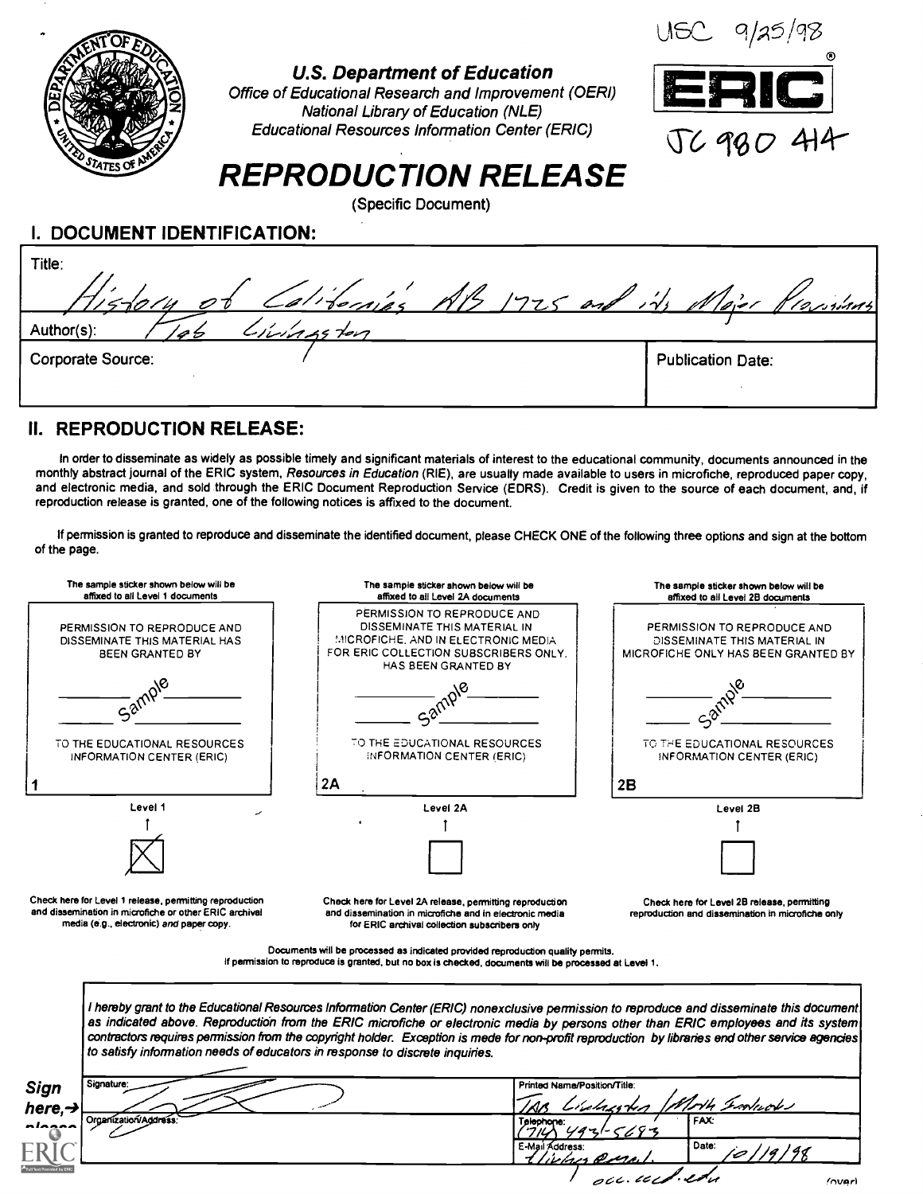USC 9/25/98

U.S. Department of Education
Office of Educational Research and Improvement (OERI)
National Library of Education (NLE)
Educational Resources Information Center (ERIC)

ERIC

JC 980 414

# REPRODUCTION RELEASE

(Specific Document)

## I. DOCUMENT IDENTIFICATION:

Title: History of California's AB 1725 and its Major Provisions

Author(s): Tab Livingston

Corporate Source:

Publication Date:

## II. REPRODUCTION RELEASE:

In order to disseminate as widely as possible timely and significant materials of interest to the educational community, documents announced in the monthly abstract journal of the ERIC system, *Resources in Education* (RIE), are usually made available to users in microfiche, reproduced paper copy, and electronic media, and sold through the ERIC Document Reproduction Service (EDRS). Credit is given to the source of each document, and, if reproduction release is granted, one of the following notices is affixed to the document.

If permission is granted to reproduce and disseminate the identified document, please CHECK ONE of the following three options and sign at the bottom of the page.

| The sample sticker shown below will be affixed to all Level 1 documents | The sample sticker shown below will be affixed to all Level 2A documents | The sample sticker shown below will be affixed to all Level 2B documents |
|---|---|---|
| PERMISSION TO REPRODUCE AND DISSEMINATE THIS MATERIAL HAS BEEN GRANTED BY Sample TO THE EDUCATIONAL RESOURCES INFORMATION CENTER (ERIC) | PERMISSION TO REPRODUCE AND DISSEMINATE THIS MATERIAL IN MICROFICHE, AND IN ELECTRONIC MEDIA FOR ERIC COLLECTION SUBSCRIBERS ONLY, HAS BEEN GRANTED BY Sample TO THE EDUCATIONAL RESOURCES INFORMATION CENTER (ERIC) | PERMISSION TO REPRODUCE AND DISSEMINATE THIS MATERIAL IN MICROFICHE ONLY HAS BEEN GRANTED BY Sample TO THE EDUCATIONAL RESOURCES INFORMATION CENTER (ERIC) |
| 1 | 2A | 2B |
| Level 1 | Level 2A | Level 2B |
| [X] | [ ] | [ ] |
| Check here for Level 1 release, permitting reproduction and dissemination in microfiche or other ERIC archival media (e.g., electronic) *and* paper copy. | Check here for Level 2A release, permitting reproduction and dissemination in microfiche and in electronic media for ERIC archival collection subscribers only | Check here for Level 2B release, permitting reproduction and dissemination in microfiche only |

Documents will be processed as indicated provided reproduction quality permits.
If permission to reproduce is granted, but no box is checked, documents will be processed at Level 1.

*I hereby grant to the Educational Resources Information Center (ERIC) nonexclusive permission to reproduce and disseminate this document as indicated above. Reproduction from the ERIC microfiche or electronic media by persons other than ERIC employees and its system contractors requires permission from the copyright holder. Exception is made for non-profit reproduction by libraries and other service agencies to satisfy information needs of educators in response to discrete inquiries.*

**Sign here, → please**

| Signature: [signature] | Printed Name/Position/Title: Tab Livingston / North Orange |
|---|---|
| Organization/Address: | Telephone: (714) 493-5693 | FAX: |
| | E-Mail Address: tlivingston@mail.occ.cccd.edu | Date: 10/19/98 |

(over)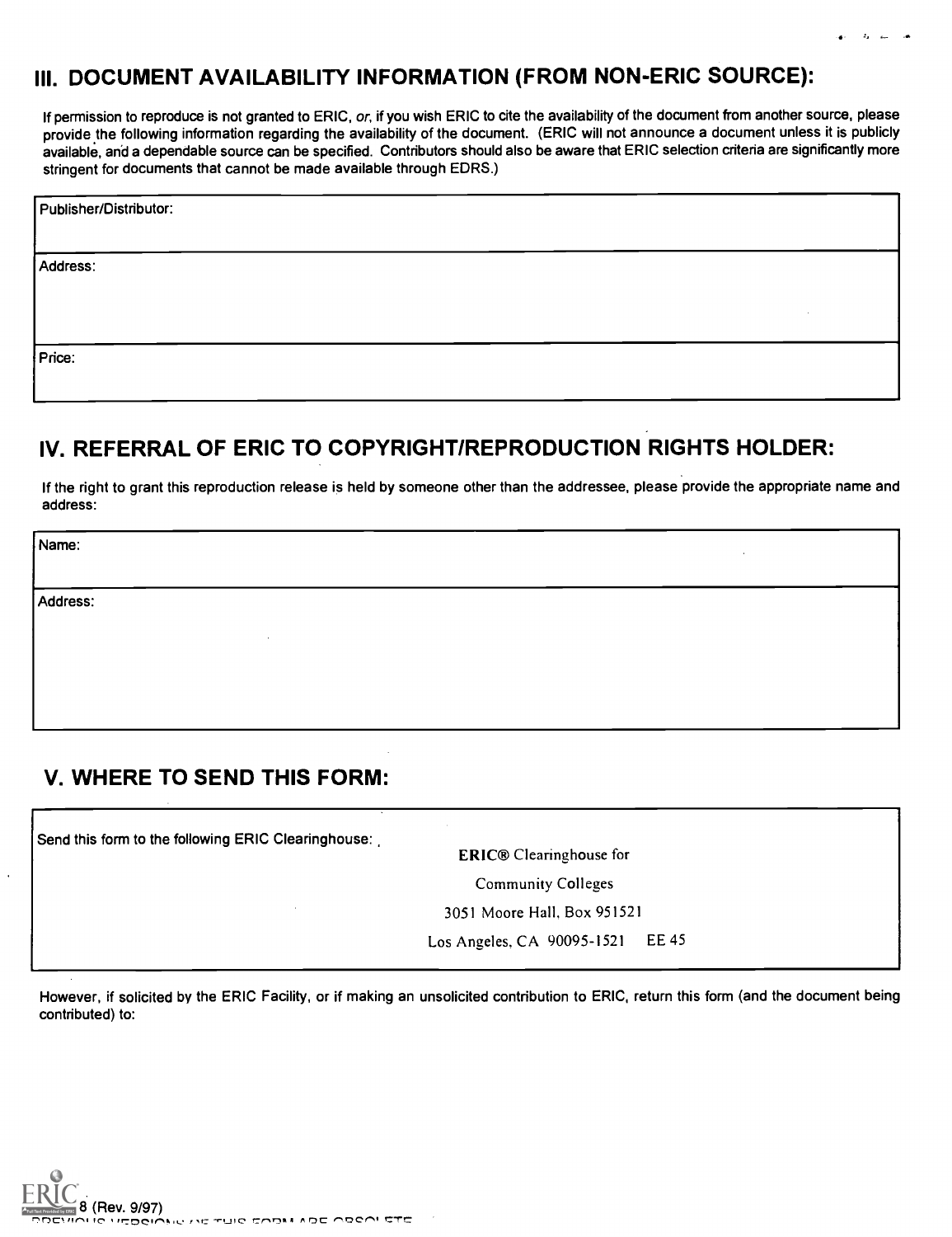## III. DOCUMENT AVAILABILITY INFORMATION (FROM NON-ERIC SOURCE):

If permission to reproduce is not granted to ERIC, *or*, if you wish ERIC to cite the availability of the document from another source, please provide the following information regarding the availability of the document. (ERIC will not announce a document unless it is publicly available, and a dependable source can be specified. Contributors should also be aware that ERIC selection criteria are significantly more stringent for documents that cannot be made available through EDRS.)

| |
|---|
| Publisher/Distributor: |
| Address: |
| Price: |

## IV. REFERRAL OF ERIC TO COPYRIGHT/REPRODUCTION RIGHTS HOLDER:

If the right to grant this reproduction release is held by someone other than the addressee, please provide the appropriate name and address:

| |
|---|
| Name: |
| Address: |

## V. WHERE TO SEND THIS FORM:

Send this form to the following ERIC Clearinghouse:

ERIC® Clearinghouse for
Community Colleges
3051 Moore Hall, Box 951521
Los Angeles, CA 90095-1521 EE 45

However, if solicited by the ERIC Facility, or if making an unsolicited contribution to ERIC, return this form (and the document being contributed) to:

8 (Rev. 9/97)
PREVIOUS VERSIONS OF THIS FORM ARE OBSOLETE.